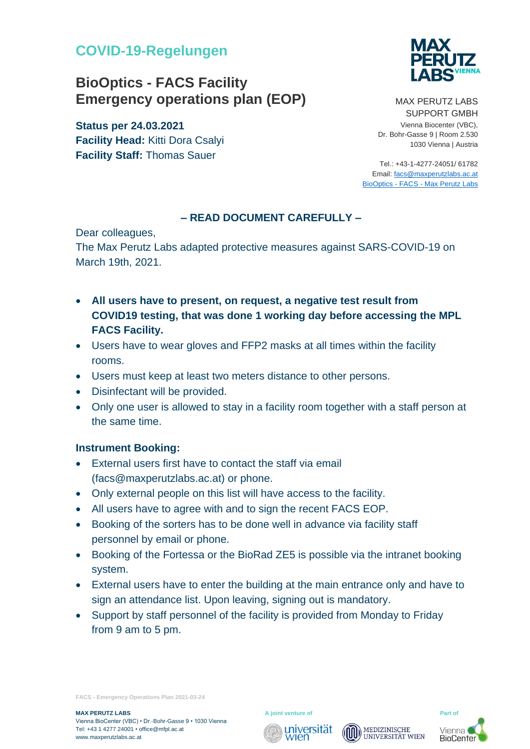# COVID-19-Regelungen

## BioOptics - FACS Facility
## Emergency operations plan (EOP)

**Status per 24.03.2021**
**Facility Head:** Kitti Dora Csalyi
**Facility Staff:** Thomas Sauer

MAX PERUTZ LABS
SUPPORT GMBH
Vienna Biocenter (VBC),
Dr. Bohr-Gasse 9 | Room 2.530
1030 Vienna | Austria

Tel.: +43-1-4277-24051/ 61782
Email: facs@maxperutzlabs.ac.at
BioOptics - FACS - Max Perutz Labs

**– READ DOCUMENT CAREFULLY –**

Dear colleagues,
The Max Perutz Labs adapted protective measures against SARS-COVID-19 on March 19th, 2021.

- **All users have to present, on request, a negative test result from COVID19 testing, that was done 1 working day before accessing the MPL FACS Facility.**
- Users have to wear gloves and FFP2 masks at all times within the facility rooms.
- Users must keep at least two meters distance to other persons.
- Disinfectant will be provided.
- Only one user is allowed to stay in a facility room together with a staff person at the same time.

### Instrument Booking:

- External users first have to contact the staff via email (facs@maxperutzlabs.ac.at) or phone.
- Only external people on this list will have access to the facility.
- All users have to agree with and to sign the recent FACS EOP.
- Booking of the sorters has to be done well in advance via facility staff personnel by email or phone.
- Booking of the Fortessa or the BioRad ZE5 is possible via the intranet booking system.
- External users have to enter the building at the main entrance only and have to sign an attendance list. Upon leaving, signing out is mandatory.
- Support by staff personnel of the facility is provided from Monday to Friday from 9 am to 5 pm.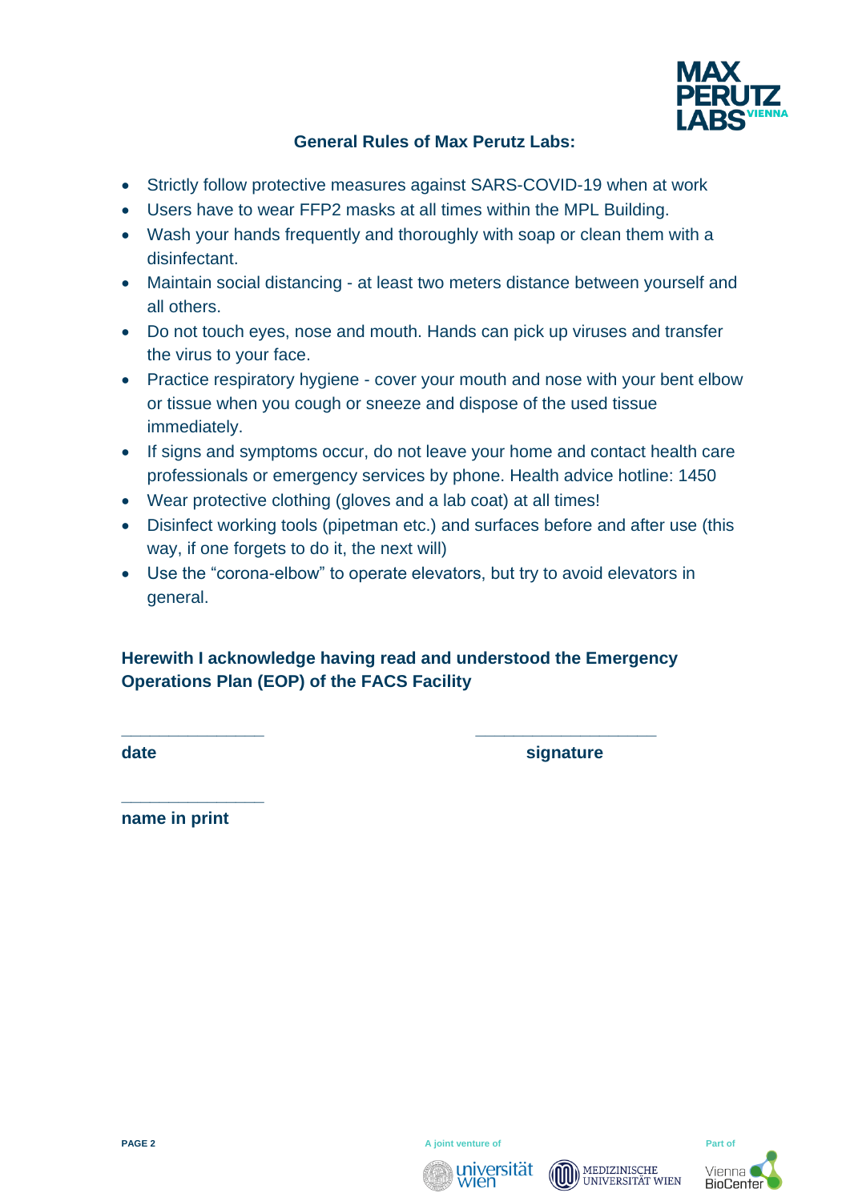### General Rules of Max Perutz Labs:

- Strictly follow protective measures against SARS-COVID-19 when at work
- Users have to wear FFP2 masks at all times within the MPL Building.
- Wash your hands frequently and thoroughly with soap or clean them with a disinfectant.
- Maintain social distancing - at least two meters distance between yourself and all others.
- Do not touch eyes, nose and mouth. Hands can pick up viruses and transfer the virus to your face.
- Practice respiratory hygiene - cover your mouth and nose with your bent elbow or tissue when you cough or sneeze and dispose of the used tissue immediately.
- If signs and symptoms occur, do not leave your home and contact health care professionals or emergency services by phone. Health advice hotline: 1450
- Wear protective clothing (gloves and a lab coat) at all times!
- Disinfect working tools (pipetman etc.) and surfaces before and after use (this way, if one forgets to do it, the next will)
- Use the "corona-elbow" to operate elevators, but try to avoid elevators in general.

**Herewith I acknowledge having read and understood the Emergency Operations Plan (EOP) of the FACS Facility**

_______________ _________________

**date** **signature**

_______________

**name in print**